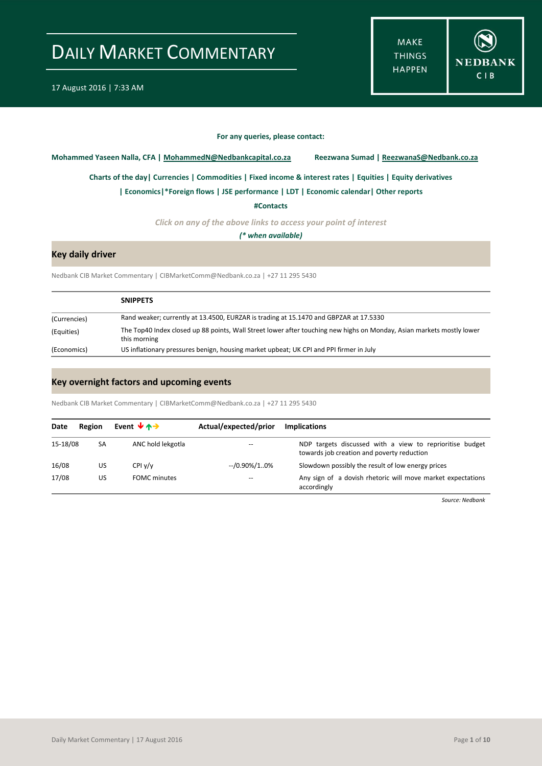# DAILY MARKET COMMENTARY

17 August 2016 | 7:33 AM

MAKE THINGS HAPPEN

NEDBANK CIB

**For any queries, please contact:**

**Mohammed Yaseen Nalla, CFA | MohammedN@Nedbankcapital.co.za** **Reezwana Sumad | ReezwanaS@Nedbank.co.za**

**Charts of the day| Currencies | Commodities | Fixed income & interest rates | Equities | Equity derivatives**

**| Economics|*Foreign flows | JSE performance | LDT | Economic calendar| Other reports**

**#Contacts**

*Click on any of the above links to access your point of interest*

***(* when available)***

## Key daily driver

Nedbank CIB Market Commentary | CIBMarketComm@Nedbank.co.za | +27 11 295 5430

| | **SNIPPETS** |
|---|---|
| (Currencies) | Rand weaker; currently at 13.4500, EURZAR is trading at 15.1470 and GBPZAR at 17.5330 |
| (Equities) | The Top40 Index closed up 88 points, Wall Street lower after touching new highs on Monday, Asian markets mostly lower this morning |
| (Economics) | US inflationary pressures benign, housing market upbeat; UK CPI and PPI firmer in July |

## Key overnight factors and upcoming events

Nedbank CIB Market Commentary | CIBMarketComm@Nedbank.co.za | +27 11 295 5430

| Date | Region | Event | Actual/expected/prior | Implications |
|---|---|---|---|---|
| 15-18/08 | SA | ANC hold lekgotla | -- | NDP targets discussed with a view to reprioritise budget towards job creation and poverty reduction |
| 16/08 | US | CPI y/y | --/0.90%/1..0% | Slowdown possibly the result of low energy prices |
| 17/08 | US | FOMC minutes | -- | Any sign of a dovish rhetoric will move market expectations accordingly |

*Source: Nedbank*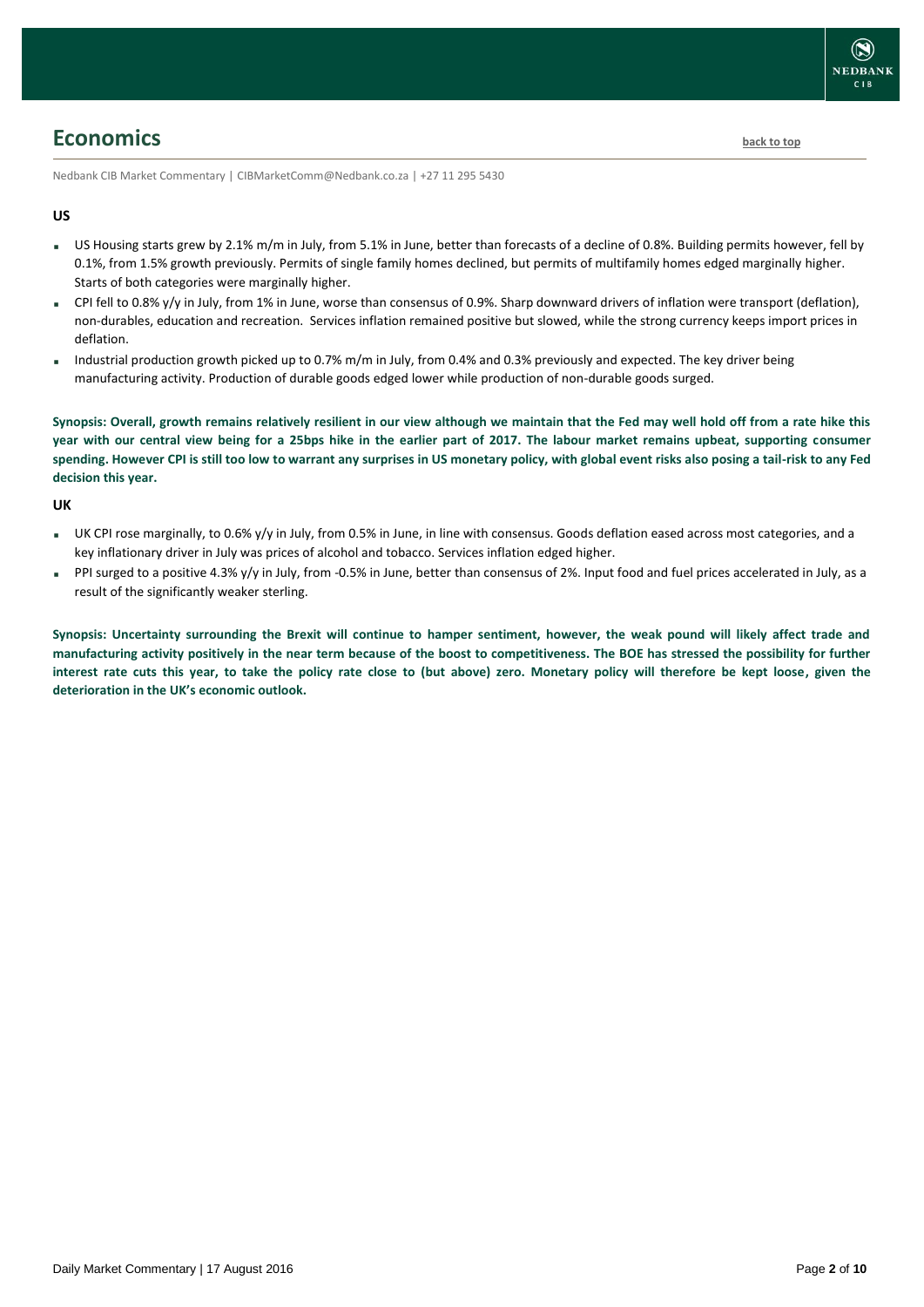## Economics

Nedbank CIB Market Commentary | CIBMarketComm@Nedbank.co.za | +27 11 295 5430

### US

- US Housing starts grew by 2.1% m/m in July, from 5.1% in June, better than forecasts of a decline of 0.8%. Building permits however, fell by 0.1%, from 1.5% growth previously. Permits of single family homes declined, but permits of multifamily homes edged marginally higher. Starts of both categories were marginally higher.
- CPI fell to 0.8% y/y in July, from 1% in June, worse than consensus of 0.9%. Sharp downward drivers of inflation were transport (deflation), non-durables, education and recreation. Services inflation remained positive but slowed, while the strong currency keeps import prices in deflation.
- Industrial production growth picked up to 0.7% m/m in July, from 0.4% and 0.3% previously and expected. The key driver being manufacturing activity. Production of durable goods edged lower while production of non-durable goods surged.

**Synopsis: Overall, growth remains relatively resilient in our view although we maintain that the Fed may well hold off from a rate hike this year with our central view being for a 25bps hike in the earlier part of 2017. The labour market remains upbeat, supporting consumer spending. However CPI is still too low to warrant any surprises in US monetary policy, with global event risks also posing a tail-risk to any Fed decision this year.**

### UK

- UK CPI rose marginally, to 0.6% y/y in July, from 0.5% in June, in line with consensus. Goods deflation eased across most categories, and a key inflationary driver in July was prices of alcohol and tobacco. Services inflation edged higher.
- PPI surged to a positive 4.3% y/y in July, from -0.5% in June, better than consensus of 2%. Input food and fuel prices accelerated in July, as a result of the significantly weaker sterling.

**Synopsis: Uncertainty surrounding the Brexit will continue to hamper sentiment, however, the weak pound will likely affect trade and manufacturing activity positively in the near term because of the boost to competitiveness. The BOE has stressed the possibility for further interest rate cuts this year, to take the policy rate close to (but above) zero. Monetary policy will therefore be kept loose, given the deterioration in the UK's economic outlook.**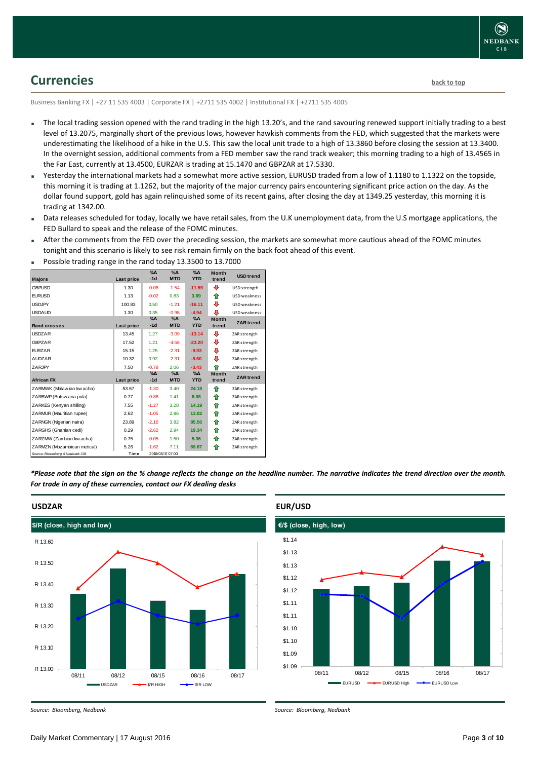## Currencies

Business Banking FX | +27 11 535 4003 | Corporate FX | +2711 535 4002 | Institutional FX | +2711 535 4005

- The local trading session opened with the rand trading in the high 13.20's, and the rand savouring renewed support initially trading to a best level of 13.2075, marginally short of the previous lows, however hawkish comments from the FED, which suggested that the markets were underestimating the likelihood of a hike in the U.S. This saw the local unit trade to a high of 13.3860 before closing the session at 13.3400. In the overnight session, additional comments from a FED member saw the rand track weaker; this morning trading to a high of 13.4565 in the Far East, currently at 13.4500, EURZAR is trading at 15.1470 and GBPZAR at 17.5330.
- Yesterday the international markets had a somewhat more active session, EURUSD traded from a low of 1.1180 to 1.1322 on the topside, this morning it is trading at 1.1262, but the majority of the major currency pairs encountering significant price action on the day. As the dollar found support, gold has again relinquished some of its recent gains, after closing the day at 1349.25 yesterday, this morning it is trading at 1342.00.
- Data releases scheduled for today, locally we have retail sales, from the U.K unemployment data, from the U.S mortgage applications, the FED Bullard to speak and the release of the FOMC minutes.
- After the comments from the FED over the preceding session, the markets are somewhat more cautious ahead of the FOMC minutes tonight and this scenario is likely to see risk remain firmly on the back foot ahead of this event.
- Possible trading range in the rand today 13.3500 to 13.7000

| Majors | Last price | %Δ -1d | %Δ MTD | %Δ YTD | Month trend | USD trend |
|---|---|---|---|---|---|---|
| GBPUSD | 1.30 | -0.08 | -1.54 | -11.59 | ⇩ | USD strength |
| EURUSD | 1.13 | -0.02 | 0.83 | 3.69 | ⇧ | USD weakness |
| USDJPY | 100.83 | 0.50 | -1.21 | -16.11 | ⇩ | USD weakness |
| USDAUD | 1.30 | 0.35 | -0.95 | -4.94 | ⇩ | USD weakness |
| **Rand crosses** | **Last price** | **%Δ -1d** | **%Δ MTD** | **%Δ YTD** | **Month trend** | **ZAR trend** |
| USDZAR | 13.45 | 1.27 | -3.09 | -13.14 | ⇩ | ZAR strength |
| GBPZAR | 17.52 | 1.21 | -4.56 | -23.20 | ⇩ | ZAR strength |
| EURZAR | 15.15 | 1.25 | -2.31 | -9.93 | ⇩ | ZAR strength |
| AUDZAR | 10.32 | 0.92 | -2.31 | -8.60 | ⇩ | ZAR strength |
| ZARJPY | 7.50 | -0.78 | 2.06 | -3.43 | ⇧ | ZAR strength |
| **African FX** | **Last price** | **%Δ -1d** | **%Δ MTD** | **%Δ YTD** | **Month trend** | **ZAR trend** |
| ZARMWK (Malawian kwacha) | 53.57 | -1.30 | 3.40 | 24.18 | ⇧ | ZAR strength |
| ZARBWP (Botswana pula) | 0.77 | -0.86 | 1.41 | 6.08 | ⇧ | ZAR strength |
| ZARKES (Kenyan shilling) | 7.55 | -1.27 | 3.28 | 14.19 | ⇧ | ZAR strength |
| ZARMUR (Mauritian rupee) | 2.62 | -1.05 | 2.86 | 13.02 | ⇧ | ZAR strength |
| ZARNGN (Nigerian naira) | 23.89 | -2.16 | 3.82 | 85.56 | ⇧ | ZAR strength |
| ZARGHS (Ghanian cedi) | 0.29 | -2.62 | 2.94 | 19.34 | ⇧ | ZAR strength |
| ZARZMW (Zambian kwacha) | 0.75 | -0.05 | 1.50 | 5.36 | ⇧ | ZAR strength |
| ZARMZN (Mozambican metical) | 5.26 | -1.62 | 7.11 | 69.67 | ⇧ | ZAR strength |

Source: Bloomberg & Nedbank CIB | Time 2016/08/17 07:00

*\*Please note that the sign on the % change reflects the change on the headline number. The narrative indicates the trend direction over the month. For trade in any of these currencies, contact our FX dealing desks*

### USDZAR

$/R (close, high and low)

Source: Bloomberg, Nedbank

### EUR/USD

€/$ (close, high, low)

Source: Bloomberg, Nedbank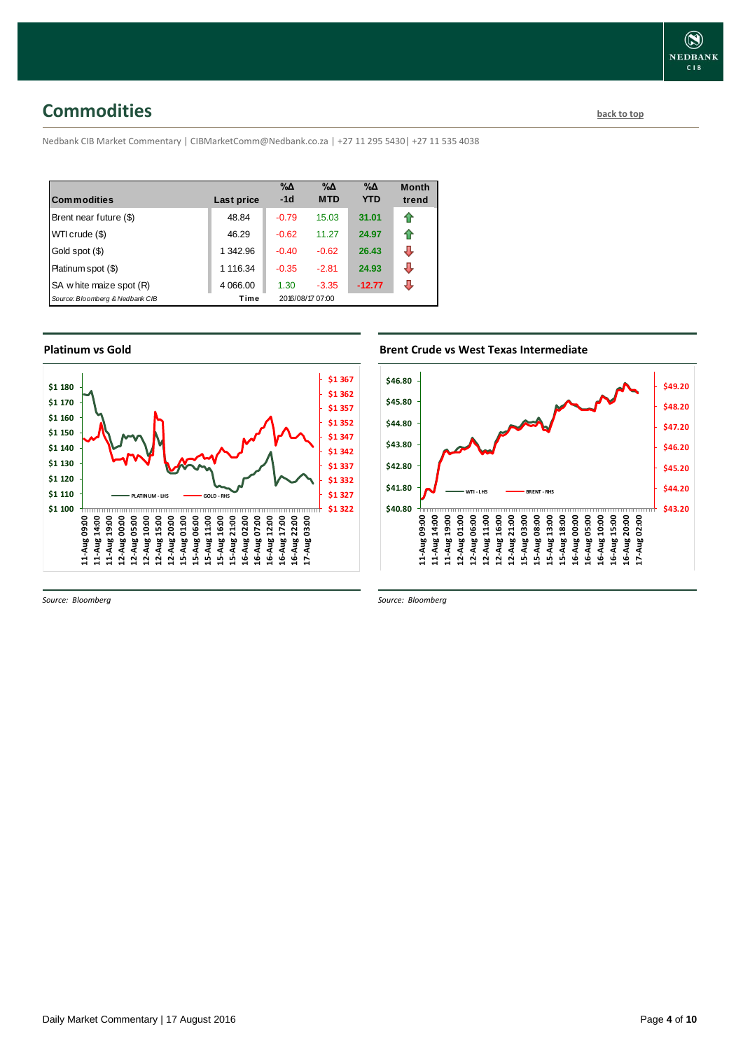## Commodities

back to top

Nedbank CIB Market Commentary | CIBMarketComm@Nedbank.co.za | +27 11 295 5430| +27 11 535 4038

| Commodities | Last price | %Δ -1d | %Δ MTD | %Δ YTD | Month trend |
|---|---|---|---|---|---|
| Brent near future ($) | 48.84 | -0.79 | 15.03 | 31.01 | ⇧ |
| WTI crude ($) | 46.29 | -0.62 | 11.27 | 24.97 | ⇧ |
| Gold spot ($) | 1 342.96 | -0.40 | -0.62 | 26.43 | ⇩ |
| Platinum spot ($) | 1 116.34 | -0.35 | -2.81 | 24.93 | ⇩ |
| SA white maize spot (R) | 4 066.00 | 1.30 | -3.35 | -12.77 | ⇩ |
| *Source: Bloomberg & Nedbank CIB* | Time | 2016/08/17 07:00 | | | |

### Platinum vs Gold

*Source: Bloomberg*

### Brent Crude vs West Texas Intermediate

*Source: Bloomberg*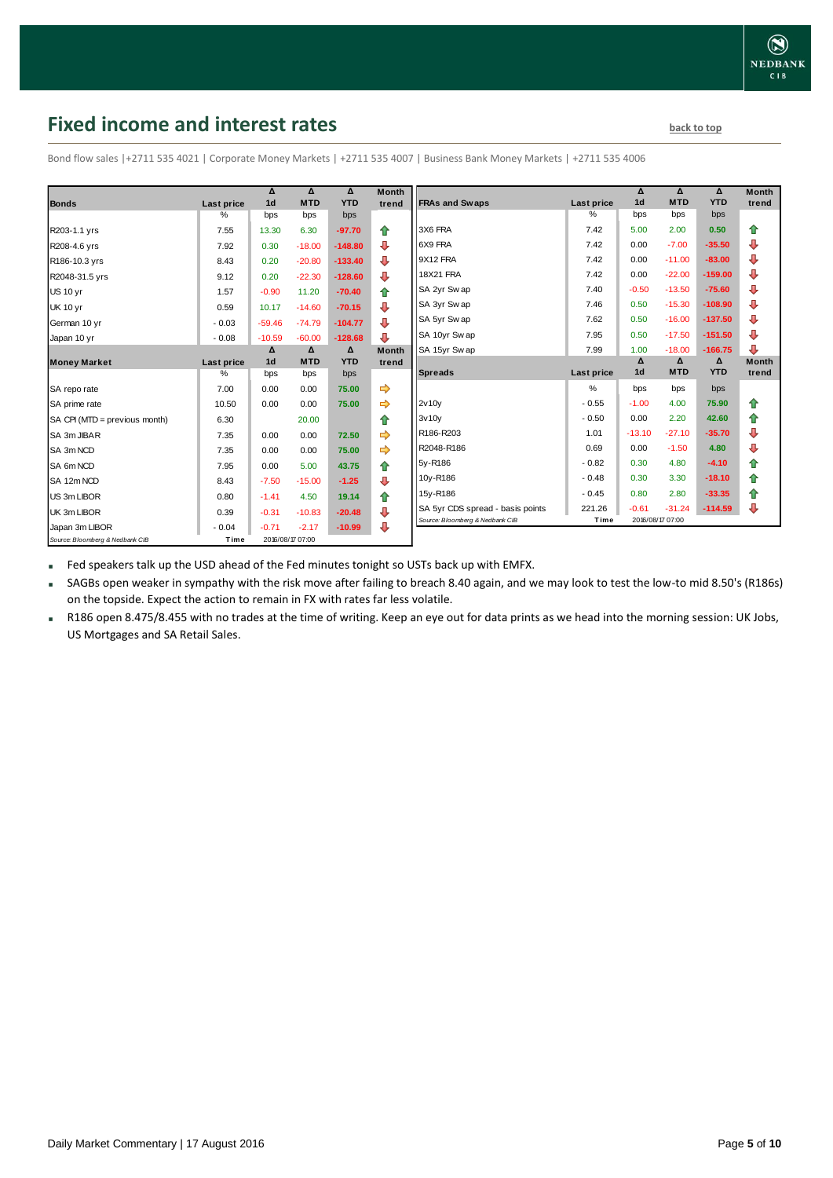## Fixed income and interest rates

back to top

Bond flow sales |+2711 535 4021 | Corporate Money Markets | +2711 535 4007 | Business Bank Money Markets | +2711 535 4006

| Bonds | Last price | Δ 1d | Δ MTD | Δ YTD | Month trend |
|---|---|---|---|---|---|
| | % | bps | bps | bps | |
| R203-1.1 yrs | 7.55 | 13.30 | 6.30 | -97.70 | ⇧ |
| R208-4.6 yrs | 7.92 | 0.30 | -18.00 | -148.80 | ⇩ |
| R186-10.3 yrs | 8.43 | 0.20 | -20.80 | -133.40 | ⇩ |
| R2048-31.5 yrs | 9.12 | 0.20 | -22.30 | -128.60 | ⇩ |
| US 10 yr | 1.57 | -0.90 | 11.20 | -70.40 | ⇧ |
| UK 10 yr | 0.59 | 10.17 | -14.60 | -70.15 | ⇩ |
| German 10 yr | -0.03 | -59.46 | -74.79 | -104.77 | ⇩ |
| Japan 10 yr | -0.08 | -10.59 | -60.00 | -128.68 | ⇩ |

| Money Market | Last price | Δ 1d | Δ MTD | Δ YTD | Month trend |
|---|---|---|---|---|---|
| | % | bps | bps | bps | |
| SA repo rate | 7.00 | 0.00 | 0.00 | 75.00 | ⇨ |
| SA prime rate | 10.50 | 0.00 | 0.00 | 75.00 | ⇨ |
| SA CPI (MTD = previous month) | 6.30 | | 20.00 | | ⇧ |
| SA 3m JIBAR | 7.35 | 0.00 | 0.00 | 72.50 | ⇨ |
| SA 3m NCD | 7.35 | 0.00 | 0.00 | 75.00 | ⇨ |
| SA 6m NCD | 7.95 | 0.00 | 5.00 | 43.75 | ⇧ |
| SA 12m NCD | 8.43 | -7.50 | -15.00 | -1.25 | ⇩ |
| US 3m LIBOR | 0.80 | -1.41 | 4.50 | 19.14 | ⇧ |
| UK 3m LIBOR | 0.39 | -0.31 | -10.83 | -20.48 | ⇩ |
| Japan 3m LIBOR | -0.04 | -0.71 | -2.17 | -10.99 | ⇩ |

Source: Bloomberg & Nedbank CIB | Time 2016/08/17 07:00

| FRAs and Swaps | Last price | Δ 1d | Δ MTD | Δ YTD | Month trend |
|---|---|---|---|---|---|
| | % | bps | bps | bps | |
| 3X6 FRA | 7.42 | 5.00 | 2.00 | 0.50 | ⇧ |
| 6X9 FRA | 7.42 | 0.00 | -7.00 | -35.50 | ⇩ |
| 9X12 FRA | 7.42 | 0.00 | -11.00 | -83.00 | ⇩ |
| 18X21 FRA | 7.42 | 0.00 | -22.00 | -159.00 | ⇩ |
| SA 2yr Swap | 7.40 | -0.50 | -13.50 | -75.60 | ⇩ |
| SA 3yr Swap | 7.46 | 0.50 | -15.30 | -108.90 | ⇩ |
| SA 5yr Swap | 7.62 | 0.50 | -16.00 | -137.50 | ⇩ |
| SA 10yr Swap | 7.95 | 0.50 | -17.50 | -151.50 | ⇩ |
| SA 15yr Swap | 7.99 | 1.00 | -18.00 | -166.75 | ⇩ |

| Spreads | Last price | Δ 1d | Δ MTD | Δ YTD | Month trend |
|---|---|---|---|---|---|
| | % | bps | bps | bps | |
| 2v10y | -0.55 | -1.00 | 4.00 | 75.90 | ⇧ |
| 3v10y | -0.50 | 0.00 | 2.20 | 42.60 | ⇧ |
| R186-R203 | 1.01 | -13.10 | -27.10 | -35.70 | ⇩ |
| R2048-R186 | 0.69 | 0.00 | -1.50 | 4.80 | ⇩ |
| 5y-R186 | -0.82 | 0.30 | 4.80 | -4.10 | ⇧ |
| 10y-R186 | -0.48 | 0.30 | 3.30 | -18.10 | ⇧ |
| 15y-R186 | -0.45 | 0.80 | 2.80 | -33.35 | ⇧ |
| SA 5yr CDS spread - basis points | 221.26 | -0.61 | -31.24 | -114.59 | ⇩ |

Source: Bloomberg & Nedbank CIB | Time 2016/08/17 07:00

- Fed speakers talk up the USD ahead of the Fed minutes tonight so USTs back up with EMFX.
- SAGBs open weaker in sympathy with the risk move after failing to breach 8.40 again, and we may look to test the low-to mid 8.50's (R186s) on the topside. Expect the action to remain in FX with rates far less volatile.
- R186 open 8.475/8.455 with no trades at the time of writing. Keep an eye out for data prints as we head into the morning session: UK Jobs, US Mortgages and SA Retail Sales.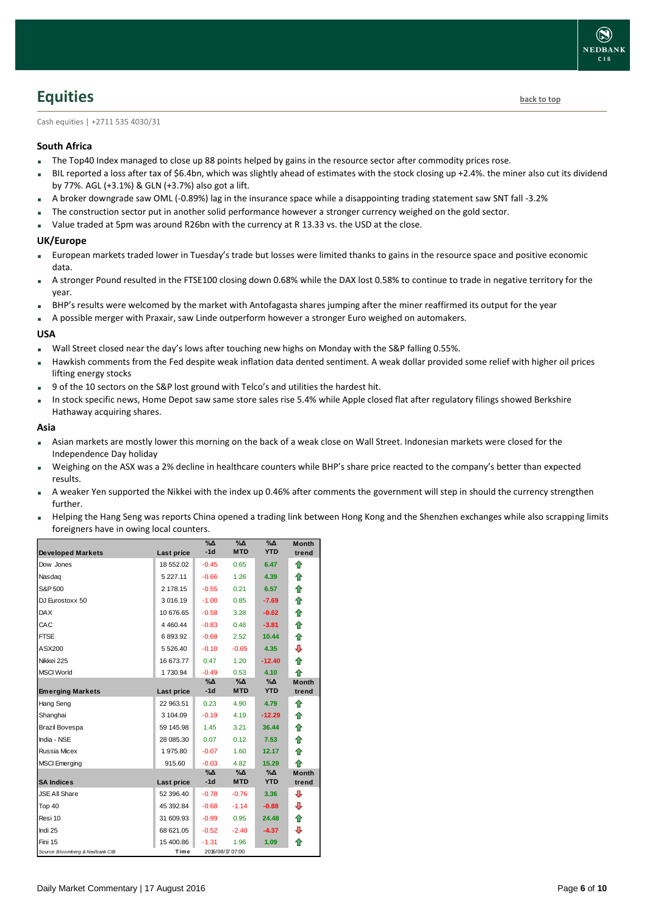## Equities

back to top

Cash equities | +2711 535 4030/31

### South Africa

- The Top40 Index managed to close up 88 points helped by gains in the resource sector after commodity prices rose.
- BIL reported a loss after tax of $6.4bn, which was slightly ahead of estimates with the stock closing up +2.4%. the miner also cut its dividend by 77%. AGL (+3.1%) & GLN (+3.7%) also got a lift.
- A broker downgrade saw OML (-0.89%) lag in the insurance space while a disappointing trading statement saw SNT fall -3.2%
- The construction sector put in another solid performance however a stronger currency weighed on the gold sector.
- Value traded at 5pm was around R26bn with the currency at R 13.33 vs. the USD at the close.

### UK/Europe

- European markets traded lower in Tuesday's trade but losses were limited thanks to gains in the resource space and positive economic data.
- A stronger Pound resulted in the FTSE100 closing down 0.68% while the DAX lost 0.58% to continue to trade in negative territory for the year.
- BHP's results were welcomed by the market with Antofagasta shares jumping after the miner reaffirmed its output for the year
- A possible merger with Praxair, saw Linde outperform however a stronger Euro weighed on automakers.

### USA

- Wall Street closed near the day's lows after touching new highs on Monday with the S&P falling 0.55%.
- Hawkish comments from the Fed despite weak inflation data dented sentiment. A weak dollar provided some relief with higher oil prices lifting energy stocks
- 9 of the 10 sectors on the S&P lost ground with Telco's and utilities the hardest hit.
- In stock specific news, Home Depot saw same store sales rise 5.4% while Apple closed flat after regulatory filings showed Berkshire Hathaway acquiring shares.

### Asia

- Asian markets are mostly lower this morning on the back of a weak close on Wall Street. Indonesian markets were closed for the Independence Day holiday
- Weighing on the ASX was a 2% decline in healthcare counters while BHP's share price reacted to the company's better than expected results.
- A weaker Yen supported the Nikkei with the index up 0.46% after comments the government will step in should the currency strengthen further.
- Helping the Hang Seng was reports China opened a trading link between Hong Kong and the Shenzhen exchanges while also scrapping limits foreigners have in owing local counters.

| Developed Markets | Last price | %Δ -1d | %Δ MTD | %Δ YTD | Month trend |
|---|---|---|---|---|---|
| Dow Jones | 18 552.02 | -0.45 | 0.65 | 6.47 | ⇧ |
| Nasdaq | 5 227.11 | -0.66 | 1.26 | 4.39 | ⇧ |
| S&P 500 | 2 178.15 | -0.55 | 0.21 | 6.57 | ⇧ |
| DJ Eurostoxx 50 | 3 016.19 | -1.00 | 0.85 | -7.69 | ⇧ |
| DAX | 10 676.65 | -0.58 | 3.28 | -0.62 | ⇧ |
| CAC | 4 460.44 | -0.83 | 0.46 | -3.81 | ⇧ |
| FTSE | 6 893.92 | -0.68 | 2.52 | 10.44 | ⇧ |
| ASX200 | 5 526.40 | -0.10 | -0.65 | 4.35 | ⇩ |
| Nikkei 225 | 16 673.77 | 0.47 | 1.20 | -12.40 | ⇧ |
| MSCI World | 1 730.94 | -0.49 | 0.53 | 4.10 | ⇧ |
| **Emerging Markets** | **Last price** | **%Δ -1d** | **%Δ MTD** | **%Δ YTD** | **Month trend** |
| Hang Seng | 22 963.51 | 0.23 | 4.90 | 4.79 | ⇧ |
| Shanghai | 3 104.09 | -0.19 | 4.19 | -12.29 | ⇧ |
| Brazil Bovespa | 59 145.98 | 1.45 | 3.21 | 36.44 | ⇧ |
| India - NSE | 28 085.30 | 0.07 | 0.12 | 7.53 | ⇧ |
| Russia Micex | 1 975.80 | -0.07 | 1.60 | 12.17 | ⇧ |
| MSCI Emerging | 915.60 | -0.03 | 4.82 | 15.29 | ⇧ |
| **SA Indices** | **Last price** | **%Δ -1d** | **%Δ MTD** | **%Δ YTD** | **Month trend** |
| JSE All Share | 52 396.40 | -0.78 | -0.76 | 3.36 | ⇩ |
| Top 40 | 45 392.84 | -0.68 | -1.14 | -0.88 | ⇩ |
| Resi 10 | 31 609.93 | -0.99 | 0.95 | 24.48 | ⇧ |
| Indi 25 | 68 621.05 | -0.52 | -2.40 | -4.37 | ⇩ |
| Fini 15 | 15 400.86 | -1.31 | 1.96 | 1.09 | ⇧ |

Source: Bloomberg & Nedbank CIB — Time 2016/08/17 07:00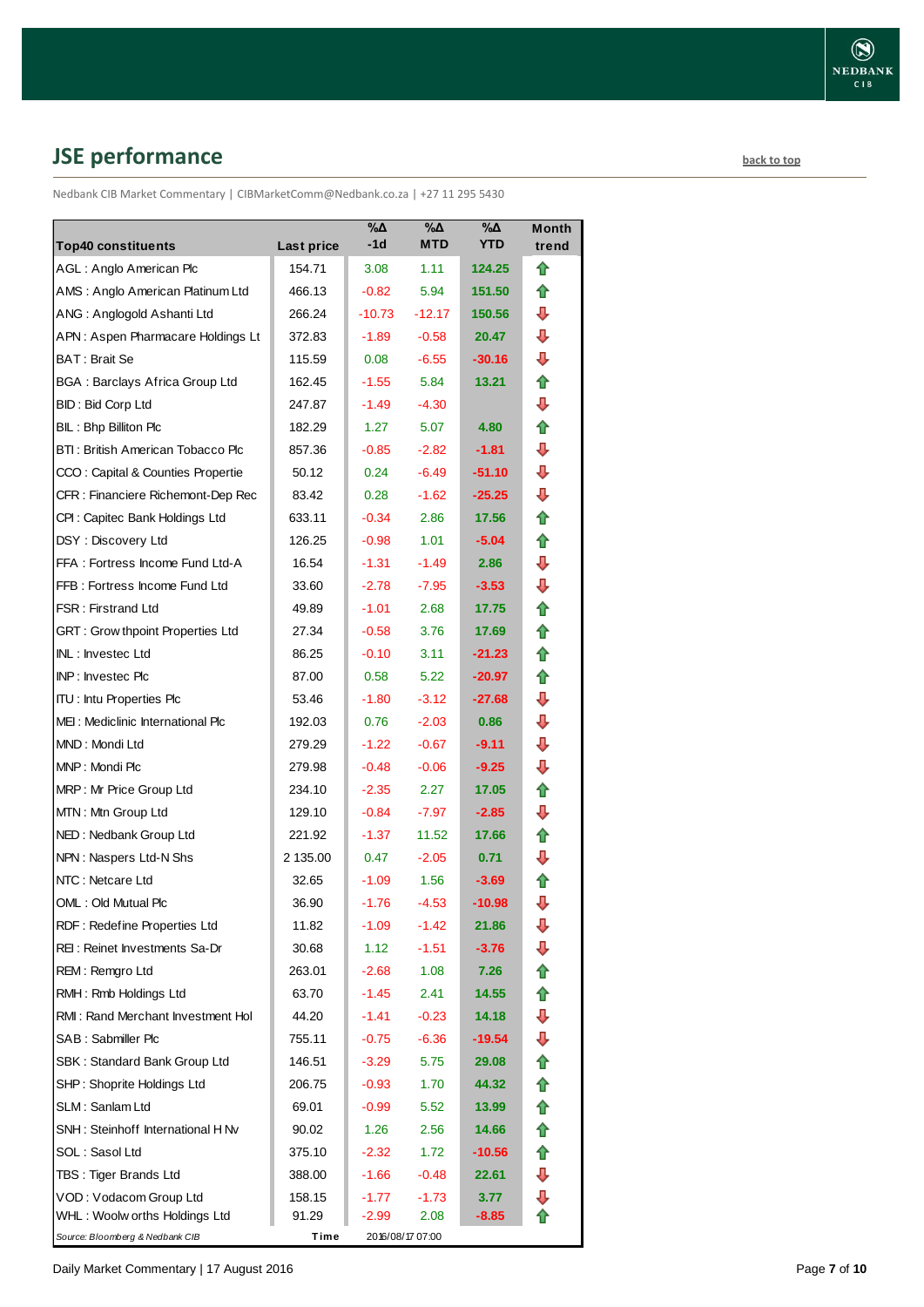## JSE performance

back to top

Nedbank CIB Market Commentary | CIBMarketComm@Nedbank.co.za | +27 11 295 5430

| Top40 constituents | Last price | %Δ -1d | %Δ MTD | %Δ YTD | Month trend |
|---|---|---|---|---|---|
| AGL : Anglo American Plc | 154.71 | 3.08 | 1.11 | 124.25 | ⇧ |
| AMS : Anglo American Platinum Ltd | 466.13 | -0.82 | 5.94 | 151.50 | ⇧ |
| ANG : Anglogold Ashanti Ltd | 266.24 | -10.73 | -12.17 | 150.56 | ⇩ |
| APN : Aspen Pharmacare Holdings Lt | 372.83 | -1.89 | -0.58 | 20.47 | ⇩ |
| BAT : Brait Se | 115.59 | 0.08 | -6.55 | -30.16 | ⇩ |
| BGA : Barclays Africa Group Ltd | 162.45 | -1.55 | 5.84 | 13.21 | ⇧ |
| BID : Bid Corp Ltd | 247.87 | -1.49 | -4.30 | | ⇩ |
| BIL : Bhp Billiton Plc | 182.29 | 1.27 | 5.07 | 4.80 | ⇧ |
| BTI : British American Tobacco Plc | 857.36 | -0.85 | -2.82 | -1.81 | ⇩ |
| CCO : Capital & Counties Propertie | 50.12 | 0.24 | -6.49 | -51.10 | ⇩ |
| CFR : Financiere Richemont-Dep Rec | 83.42 | 0.28 | -1.62 | -25.25 | ⇩ |
| CPI : Capitec Bank Holdings Ltd | 633.11 | -0.34 | 2.86 | 17.56 | ⇧ |
| DSY : Discovery Ltd | 126.25 | -0.98 | 1.01 | -5.04 | ⇧ |
| FFA : Fortress Income Fund Ltd-A | 16.54 | -1.31 | -1.49 | 2.86 | ⇩ |
| FFB : Fortress Income Fund Ltd | 33.60 | -2.78 | -7.95 | -3.53 | ⇩ |
| FSR : Firstrand Ltd | 49.89 | -1.01 | 2.68 | 17.75 | ⇧ |
| GRT : Growthpoint Properties Ltd | 27.34 | -0.58 | 3.76 | 17.69 | ⇧ |
| INL : Investec Ltd | 86.25 | -0.10 | 3.11 | -21.23 | ⇧ |
| INP : Investec Plc | 87.00 | 0.58 | 5.22 | -20.97 | ⇧ |
| ITU : Intu Properties Plc | 53.46 | -1.80 | -3.12 | -27.68 | ⇩ |
| MEI : Mediclinic International Plc | 192.03 | 0.76 | -2.03 | 0.86 | ⇩ |
| MND : Mondi Ltd | 279.29 | -1.22 | -0.67 | -9.11 | ⇩ |
| MNP : Mondi Plc | 279.98 | -0.48 | -0.06 | -9.25 | ⇩ |
| MRP : Mr Price Group Ltd | 234.10 | -2.35 | 2.27 | 17.05 | ⇧ |
| MTN : Mtn Group Ltd | 129.10 | -0.84 | -7.97 | -2.85 | ⇩ |
| NED : Nedbank Group Ltd | 221.92 | -1.37 | 11.52 | 17.66 | ⇧ |
| NPN : Naspers Ltd-N Shs | 2 135.00 | 0.47 | -2.05 | 0.71 | ⇩ |
| NTC : Netcare Ltd | 32.65 | -1.09 | 1.56 | -3.69 | ⇧ |
| OML : Old Mutual Plc | 36.90 | -1.76 | -4.53 | -10.98 | ⇩ |
| RDF : Redefine Properties Ltd | 11.82 | -1.09 | -1.42 | 21.86 | ⇩ |
| REI : Reinet Investments Sa-Dr | 30.68 | 1.12 | -1.51 | -3.76 | ⇩ |
| REM : Remgro Ltd | 263.01 | -2.68 | 1.08 | 7.26 | ⇧ |
| RMH : Rmb Holdings Ltd | 63.70 | -1.45 | 2.41 | 14.55 | ⇧ |
| RMI : Rand Merchant Investment Hol | 44.20 | -1.41 | -0.23 | 14.18 | ⇩ |
| SAB : Sabmiller Plc | 755.11 | -0.75 | -6.36 | -19.54 | ⇩ |
| SBK : Standard Bank Group Ltd | 146.51 | -3.29 | 5.75 | 29.08 | ⇧ |
| SHP : Shoprite Holdings Ltd | 206.75 | -0.93 | 1.70 | 44.32 | ⇧ |
| SLM : Sanlam Ltd | 69.01 | -0.99 | 5.52 | 13.99 | ⇧ |
| SNH : Steinhoff International H Nv | 90.02 | 1.26 | 2.56 | 14.66 | ⇧ |
| SOL : Sasol Ltd | 375.10 | -2.32 | 1.72 | -10.56 | ⇧ |
| TBS : Tiger Brands Ltd | 388.00 | -1.66 | -0.48 | 22.61 | ⇩ |
| VOD : Vodacom Group Ltd | 158.15 | -1.77 | -1.73 | 3.77 | ⇩ |
| WHL : Woolworths Holdings Ltd | 91.29 | -2.99 | 2.08 | -8.85 | ⇧ |

*Source: Bloomberg & Nedbank CIB* | Time 2016/08/17 07:00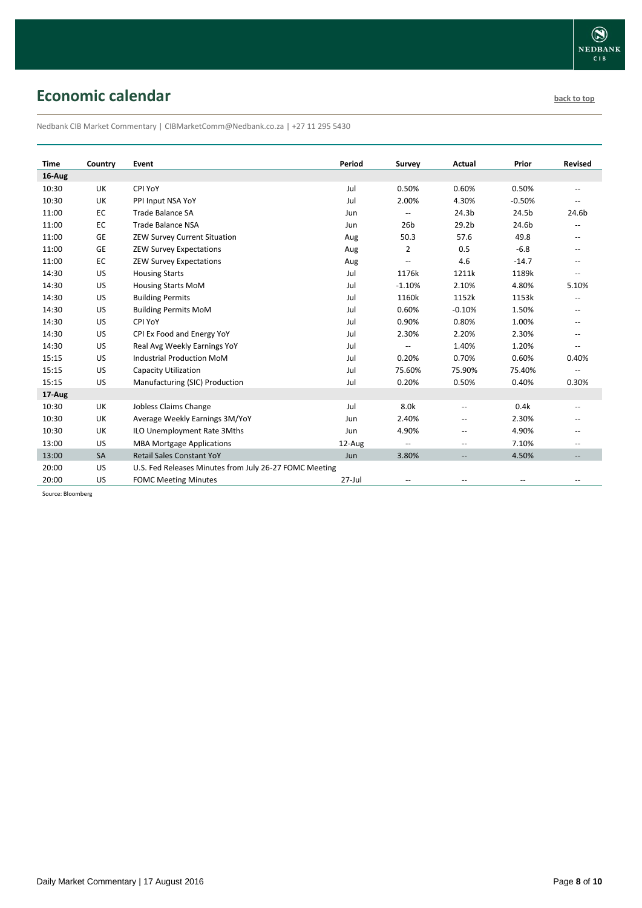## Economic calendar

back to top

Nedbank CIB Market Commentary | CIBMarketComm@Nedbank.co.za | +27 11 295 5430

| Time | Country | Event | Period | Survey | Actual | Prior | Revised |
|---|---|---|---|---|---|---|---|
| **16-Aug** | | | | | | | |
| 10:30 | UK | CPI YoY | Jul | 0.50% | 0.60% | 0.50% | -- |
| 10:30 | UK | PPI Input NSA YoY | Jul | 2.00% | 4.30% | -0.50% | -- |
| 11:00 | EC | Trade Balance SA | Jun | -- | 24.3b | 24.5b | 24.6b |
| 11:00 | EC | Trade Balance NSA | Jun | 26b | 29.2b | 24.6b | -- |
| 11:00 | GE | ZEW Survey Current Situation | Aug | 50.3 | 57.6 | 49.8 | -- |
| 11:00 | GE | ZEW Survey Expectations | Aug | 2 | 0.5 | -6.8 | -- |
| 11:00 | EC | ZEW Survey Expectations | Aug | -- | 4.6 | -14.7 | -- |
| 14:30 | US | Housing Starts | Jul | 1176k | 1211k | 1189k | -- |
| 14:30 | US | Housing Starts MoM | Jul | -1.10% | 2.10% | 4.80% | 5.10% |
| 14:30 | US | Building Permits | Jul | 1160k | 1152k | 1153k | -- |
| 14:30 | US | Building Permits MoM | Jul | 0.60% | -0.10% | 1.50% | -- |
| 14:30 | US | CPI YoY | Jul | 0.90% | 0.80% | 1.00% | -- |
| 14:30 | US | CPI Ex Food and Energy YoY | Jul | 2.30% | 2.20% | 2.30% | -- |
| 14:30 | US | Real Avg Weekly Earnings YoY | Jul | -- | 1.40% | 1.20% | -- |
| 15:15 | US | Industrial Production MoM | Jul | 0.20% | 0.70% | 0.60% | 0.40% |
| 15:15 | US | Capacity Utilization | Jul | 75.60% | 75.90% | 75.40% | -- |
| 15:15 | US | Manufacturing (SIC) Production | Jul | 0.20% | 0.50% | 0.40% | 0.30% |
| **17-Aug** | | | | | | | |
| 10:30 | UK | Jobless Claims Change | Jul | 8.0k | -- | 0.4k | -- |
| 10:30 | UK | Average Weekly Earnings 3M/YoY | Jun | 2.40% | -- | 2.30% | -- |
| 10:30 | UK | ILO Unemployment Rate 3Mths | Jun | 4.90% | -- | 4.90% | -- |
| 13:00 | US | MBA Mortgage Applications | 12-Aug | -- | -- | 7.10% | -- |
| 13:00 | SA | Retail Sales Constant YoY | Jun | 3.80% | -- | 4.50% | -- |
| 20:00 | US | U.S. Fed Releases Minutes from July 26-27 FOMC Meeting | | | | | |
| 20:00 | US | FOMC Meeting Minutes | 27-Jul | -- | -- | -- | -- |

Source: Bloomberg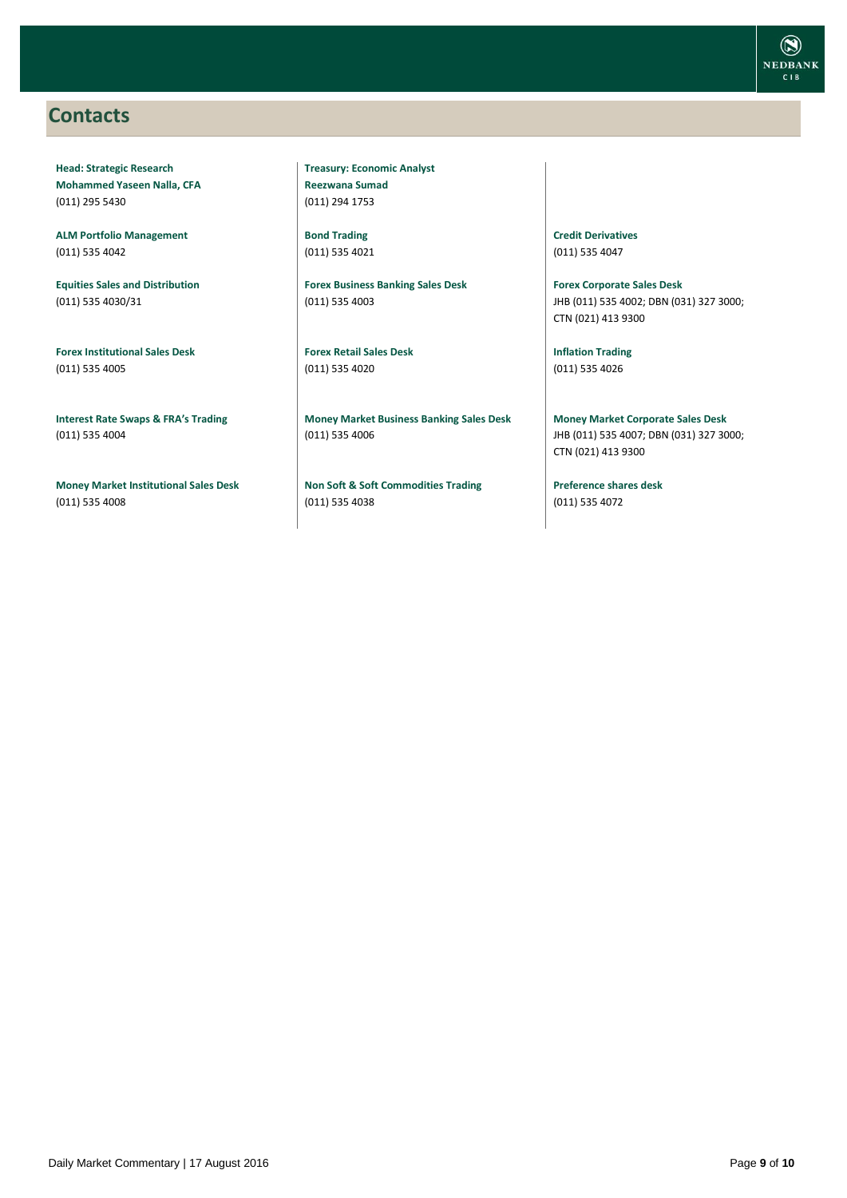## Contacts

**Head: Strategic Research**
**Mohammed Yaseen Nalla, CFA**
(011) 295 5430

**ALM Portfolio Management**
(011) 535 4042

**Equities Sales and Distribution**
(011) 535 4030/31

**Forex Institutional Sales Desk**
(011) 535 4005

**Interest Rate Swaps & FRA's Trading**
(011) 535 4004

**Money Market Institutional Sales Desk**
(011) 535 4008

**Treasury: Economic Analyst**
**Reezwana Sumad**
(011) 294 1753

**Bond Trading**
(011) 535 4021

**Forex Business Banking Sales Desk**
(011) 535 4003

**Forex Retail Sales Desk**
(011) 535 4020

**Money Market Business Banking Sales Desk**
(011) 535 4006

**Non Soft & Soft Commodities Trading**
(011) 535 4038

**Credit Derivatives**
(011) 535 4047

**Forex Corporate Sales Desk**
JHB (011) 535 4002; DBN (031) 327 3000; CTN (021) 413 9300

**Inflation Trading**
(011) 535 4026

**Money Market Corporate Sales Desk**
JHB (011) 535 4007; DBN (031) 327 3000; CTN (021) 413 9300

**Preference shares desk**
(011) 535 4072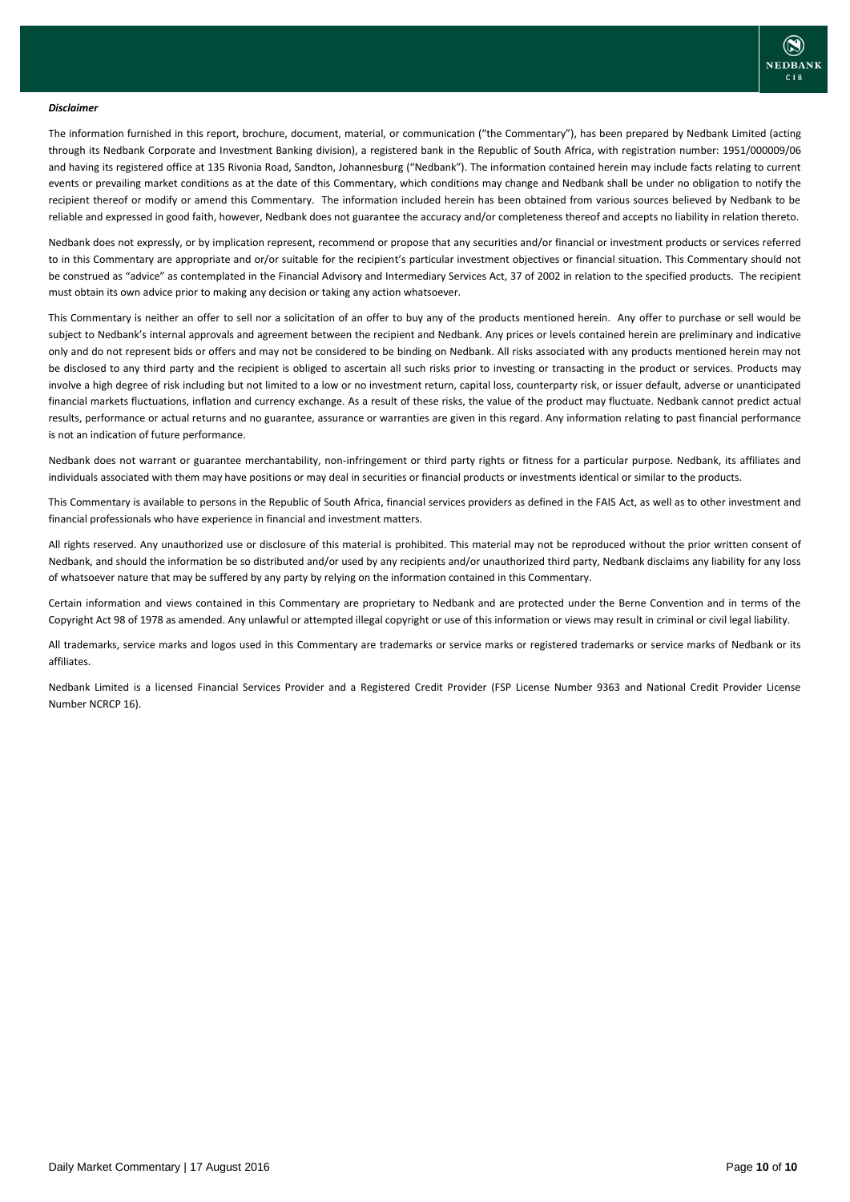***Disclaimer***

The information furnished in this report, brochure, document, material, or communication ("the Commentary"), has been prepared by Nedbank Limited (acting through its Nedbank Corporate and Investment Banking division), a registered bank in the Republic of South Africa, with registration number: 1951/000009/06 and having its registered office at 135 Rivonia Road, Sandton, Johannesburg ("Nedbank"). The information contained herein may include facts relating to current events or prevailing market conditions as at the date of this Commentary, which conditions may change and Nedbank shall be under no obligation to notify the recipient thereof or modify or amend this Commentary. The information included herein has been obtained from various sources believed by Nedbank to be reliable and expressed in good faith, however, Nedbank does not guarantee the accuracy and/or completeness thereof and accepts no liability in relation thereto.

Nedbank does not expressly, or by implication represent, recommend or propose that any securities and/or financial or investment products or services referred to in this Commentary are appropriate and or/or suitable for the recipient's particular investment objectives or financial situation. This Commentary should not be construed as "advice" as contemplated in the Financial Advisory and Intermediary Services Act, 37 of 2002 in relation to the specified products. The recipient must obtain its own advice prior to making any decision or taking any action whatsoever.

This Commentary is neither an offer to sell nor a solicitation of an offer to buy any of the products mentioned herein. Any offer to purchase or sell would be subject to Nedbank's internal approvals and agreement between the recipient and Nedbank. Any prices or levels contained herein are preliminary and indicative only and do not represent bids or offers and may not be considered to be binding on Nedbank. All risks associated with any products mentioned herein may not be disclosed to any third party and the recipient is obliged to ascertain all such risks prior to investing or transacting in the product or services. Products may involve a high degree of risk including but not limited to a low or no investment return, capital loss, counterparty risk, or issuer default, adverse or unanticipated financial markets fluctuations, inflation and currency exchange. As a result of these risks, the value of the product may fluctuate. Nedbank cannot predict actual results, performance or actual returns and no guarantee, assurance or warranties are given in this regard. Any information relating to past financial performance is not an indication of future performance.

Nedbank does not warrant or guarantee merchantability, non-infringement or third party rights or fitness for a particular purpose. Nedbank, its affiliates and individuals associated with them may have positions or may deal in securities or financial products or investments identical or similar to the products.

This Commentary is available to persons in the Republic of South Africa, financial services providers as defined in the FAIS Act, as well as to other investment and financial professionals who have experience in financial and investment matters.

All rights reserved. Any unauthorized use or disclosure of this material is prohibited. This material may not be reproduced without the prior written consent of Nedbank, and should the information be so distributed and/or used by any recipients and/or unauthorized third party, Nedbank disclaims any liability for any loss of whatsoever nature that may be suffered by any party by relying on the information contained in this Commentary.

Certain information and views contained in this Commentary are proprietary to Nedbank and are protected under the Berne Convention and in terms of the Copyright Act 98 of 1978 as amended. Any unlawful or attempted illegal copyright or use of this information or views may result in criminal or civil legal liability.

All trademarks, service marks and logos used in this Commentary are trademarks or service marks or registered trademarks or service marks of Nedbank or its affiliates.

Nedbank Limited is a licensed Financial Services Provider and a Registered Credit Provider (FSP License Number 9363 and National Credit Provider License Number NCRCP 16).